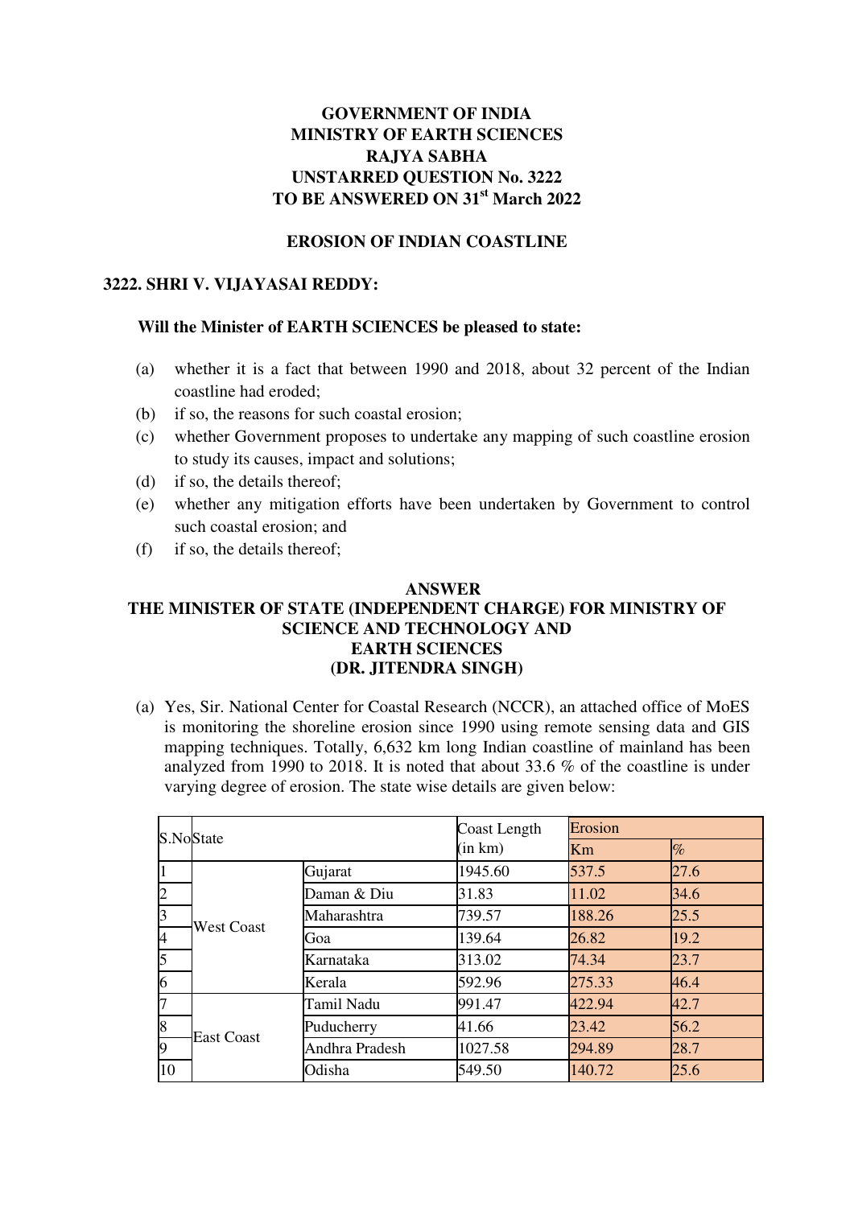**GOVERNMENT OF INDIA**
**MINISTRY OF EARTH SCIENCES**
**RAJYA SABHA**
**UNSTARRED QUESTION No. 3222**
**TO BE ANSWERED ON 31st March 2022**

**EROSION OF INDIAN COASTLINE**

**3222. SHRI V. VIJAYASAI REDDY:**

**Will the Minister of EARTH SCIENCES be pleased to state:**

(a) whether it is a fact that between 1990 and 2018, about 32 percent of the Indian coastline had eroded;
(b) if so, the reasons for such coastal erosion;
(c) whether Government proposes to undertake any mapping of such coastline erosion to study its causes, impact and solutions;
(d) if so, the details thereof;
(e) whether any mitigation efforts have been undertaken by Government to control such coastal erosion; and
(f) if so, the details thereof;

**ANSWER**
**THE MINISTER OF STATE (INDEPENDENT CHARGE) FOR MINISTRY OF SCIENCE AND TECHNOLOGY AND EARTH SCIENCES**
**(DR. JITENDRA SINGH)**

(a) Yes, Sir. National Center for Coastal Research (NCCR), an attached office of MoES is monitoring the shoreline erosion since 1990 using remote sensing data and GIS mapping techniques. Totally, 6,632 km long Indian coastline of mainland has been analyzed from 1990 to 2018. It is noted that about 33.6 % of the coastline is under varying degree of erosion. The state wise details are given below:

| S.No | State | | Coast Length (in km) | Erosion | |
|---|---|---|---|---|---|
| | | | | Km | % |
| 1 | West Coast | Gujarat | 1945.60 | 537.5 | 27.6 |
| 2 | | Daman & Diu | 31.83 | 11.02 | 34.6 |
| 3 | | Maharashtra | 739.57 | 188.26 | 25.5 |
| 4 | | Goa | 139.64 | 26.82 | 19.2 |
| 5 | | Karnataka | 313.02 | 74.34 | 23.7 |
| 6 | | Kerala | 592.96 | 275.33 | 46.4 |
| 7 | East Coast | Tamil Nadu | 991.47 | 422.94 | 42.7 |
| 8 | | Puducherry | 41.66 | 23.42 | 56.2 |
| 9 | | Andhra Pradesh | 1027.58 | 294.89 | 28.7 |
| 10 | | Odisha | 549.50 | 140.72 | 25.6 |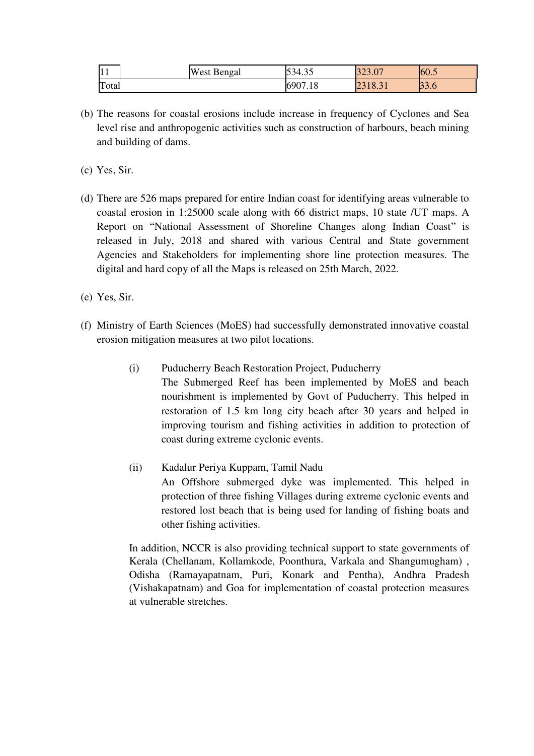| | | | | |
|---|---|---|---|---|
| 11 | West Bengal | 534.35 | 323.07 | 60.5 |
| Total | | 6907.18 | 2318.31 | 33.6 |

(b) The reasons for coastal erosions include increase in frequency of Cyclones and Sea level rise and anthropogenic activities such as construction of harbours, beach mining and building of dams.

(c) Yes, Sir.

(d) There are 526 maps prepared for entire Indian coast for identifying areas vulnerable to coastal erosion in 1:25000 scale along with 66 district maps, 10 state /UT maps. A Report on "National Assessment of Shoreline Changes along Indian Coast" is released in July, 2018 and shared with various Central and State government Agencies and Stakeholders for implementing shore line protection measures. The digital and hard copy of all the Maps is released on 25th March, 2022.

(e) Yes, Sir.

(f) Ministry of Earth Sciences (MoES) had successfully demonstrated innovative coastal erosion mitigation measures at two pilot locations.

   (i) Puducherry Beach Restoration Project, Puducherry
   The Submerged Reef has been implemented by MoES and beach nourishment is implemented by Govt of Puducherry. This helped in restoration of 1.5 km long city beach after 30 years and helped in improving tourism and fishing activities in addition to protection of coast during extreme cyclonic events.

   (ii) Kadalur Periya Kuppam, Tamil Nadu
   An Offshore submerged dyke was implemented. This helped in protection of three fishing Villages during extreme cyclonic events and restored lost beach that is being used for landing of fishing boats and other fishing activities.

   In addition, NCCR is also providing technical support to state governments of Kerala (Chellanam, Kollamkode, Poonthura, Varkala and Shangumugham) , Odisha (Ramayapatnam, Puri, Konark and Pentha), Andhra Pradesh (Vishakapatnam) and Goa for implementation of coastal protection measures at vulnerable stretches.